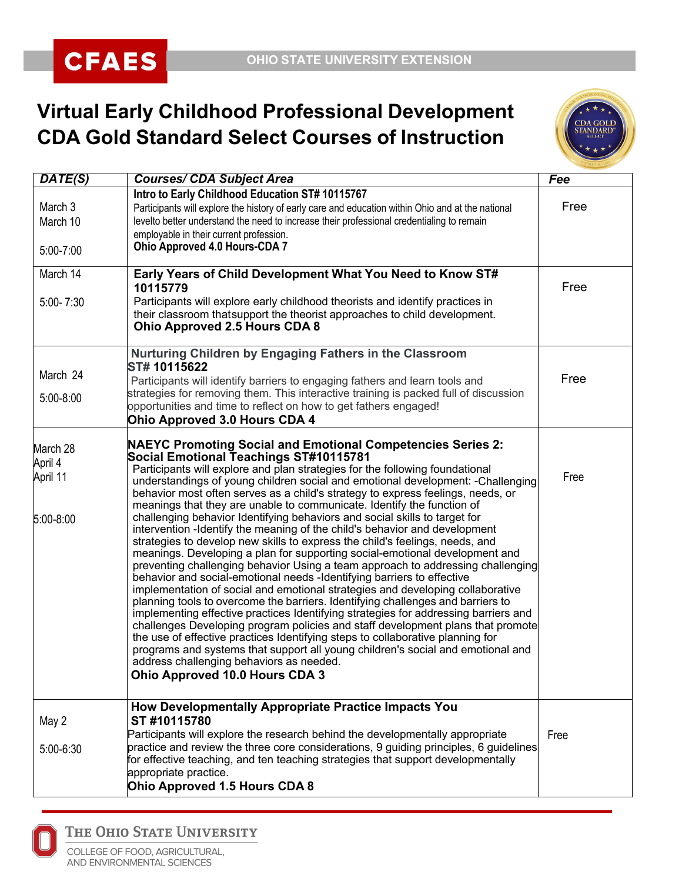OHIO STATE UNIVERSITY EXTENSION

# Virtual Early Childhood Professional Development CDA Gold Standard Select Courses of Instruction

| ***DATE(S)*** | ***Courses/ CDA Subject Area*** | ***Fee*** |
|---|---|---|
| March 3<br>March 10<br><br>5:00-7:00 | **Intro to Early Childhood Education ST# 10115767**<br>Participants will explore the history of early care and education within Ohio and at the national levelto better understand the need to increase their professional credentialing to remain employable in their current profession.<br>**Ohio Approved 4.0 Hours-CDA 7** | Free |
| March 14<br><br>5:00- 7:30 | **Early Years of Child Development What You Need to Know ST# 10115779**<br>Participants will explore early childhood theorists and identify practices in their classroom thatsupport the theorist approaches to child development.<br>**Ohio Approved 2.5 Hours CDA 8** | Free |
| March 24<br><br>5:00-8:00 | **Nurturing Children by Engaging Fathers in the Classroom ST# 10115622**<br>Participants will identify barriers to engaging fathers and learn tools and strategies for removing them. This interactive training is packed full of discussion opportunities and time to reflect on how to get fathers engaged!<br>**Ohio Approved 3.0 Hours CDA 4** | Free |
| March 28<br>April 4<br>April 11<br><br>5:00-8:00 | **NAEYC Promoting Social and Emotional Competencies Series 2: Social Emotional Teachings ST#10115781**<br>Participants will explore and plan strategies for the following foundational understandings of young children social and emotional development: -Challenging behavior most often serves as a child's strategy to express feelings, needs, or meanings that they are unable to communicate. Identify the function of challenging behavior Identifying behaviors and social skills to target for intervention -Identify the meaning of the child's behavior and development strategies to develop new skills to express the child's feelings, needs, and meanings. Developing a plan for supporting social-emotional development and preventing challenging behavior Using a team approach to addressing challenging behavior and social-emotional needs -Identifying barriers to effective implementation of social and emotional strategies and developing collaborative planning tools to overcome the barriers. Identifying challenges and barriers to implementing effective practices Identifying strategies for addressing barriers and challenges Developing program policies and staff development plans that promote the use of effective practices Identifying steps to collaborative planning for programs and systems that support all young children's social and emotional and address challenging behaviors as needed.<br>**Ohio Approved 10.0 Hours CDA 3** | Free |
| May 2<br><br>5:00-6:30 | **How Developmentally Appropriate Practice Impacts You ST #10115780**<br>Participants will explore the research behind the developmentally appropriate practice and review the three core considerations, 9 guiding principles, 6 guidelines for effective teaching, and ten teaching strategies that support developmentally appropriate practice.<br>**Ohio Approved 1.5 Hours CDA 8** | Free |

THE OHIO STATE UNIVERSITY

COLLEGE OF FOOD, AGRICULTURAL, AND ENVIRONMENTAL SCIENCES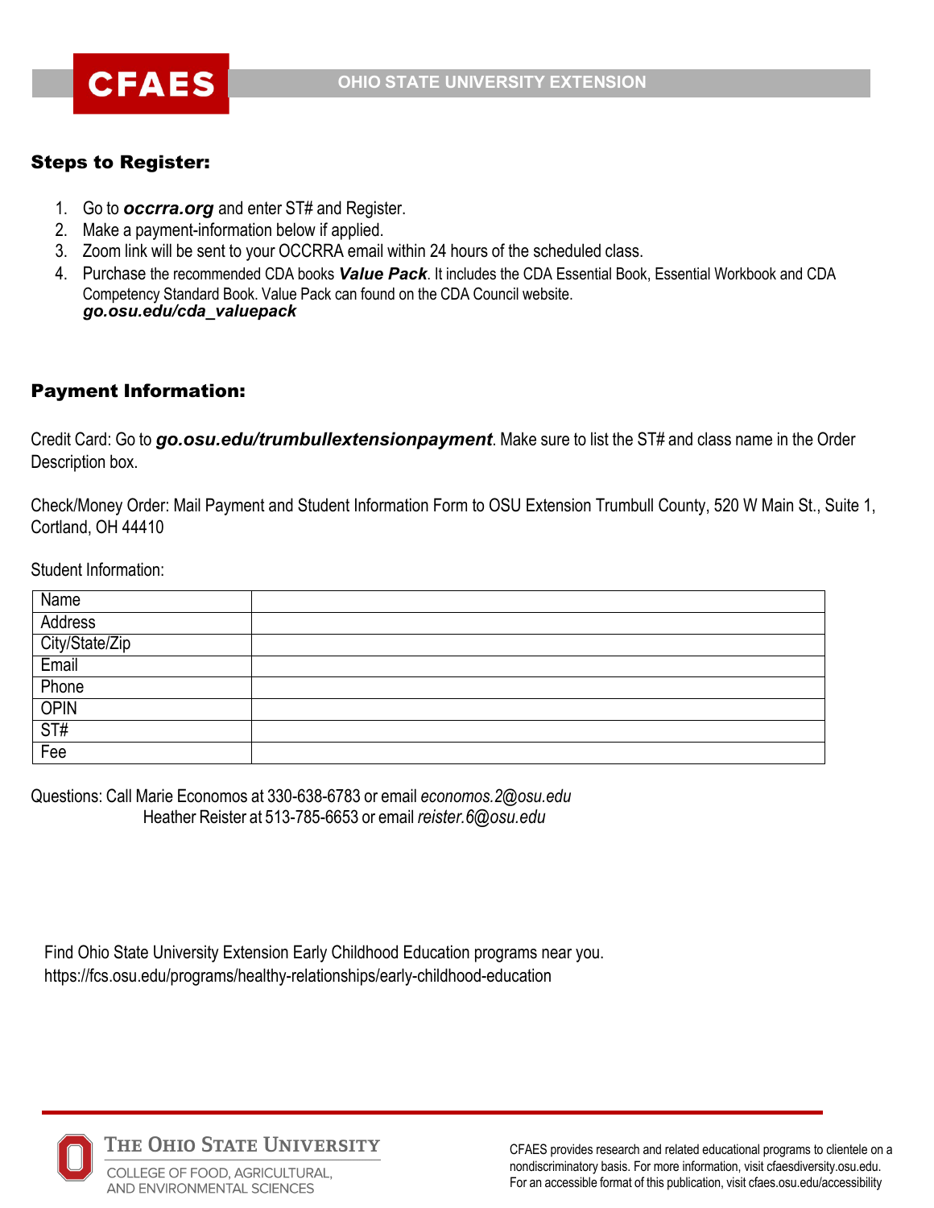**CFAES** OHIO STATE UNIVERSITY EXTENSION

## Steps to Register:

1. Go to ***occrra.org*** and enter ST# and Register.
2. Make a payment-information below if applied.
3. Zoom link will be sent to your OCCRRA email within 24 hours of the scheduled class.
4. Purchase the recommended CDA books ***Value Pack***. It includes the CDA Essential Book, Essential Workbook and CDA Competency Standard Book. Value Pack can found on the CDA Council website. ***go.osu.edu/cda_valuepack***

## Payment Information:

Credit Card: Go to ***go.osu.edu/trumbullextensionpayment***. Make sure to list the ST# and class name in the Order Description box.

Check/Money Order: Mail Payment and Student Information Form to OSU Extension Trumbull County, 520 W Main St., Suite 1, Cortland, OH 44410

Student Information:

| | |
|---|---|
| Name | |
| Address | |
| City/State/Zip | |
| Email | |
| Phone | |
| OPIN | |
| ST# | |
| Fee | |

Questions: Call Marie Economos at 330-638-6783 or email *economos.2@osu.edu*
Heather Reister at 513-785-6653 or email *reister.6@osu.edu*

Find Ohio State University Extension Early Childhood Education programs near you.
https://fcs.osu.edu/programs/healthy-relationships/early-childhood-education

The Ohio State University
College of Food, Agricultural, and Environmental Sciences

CFAES provides research and related educational programs to clientele on a nondiscriminatory basis. For more information, visit cfaesdiversity.osu.edu. For an accessible format of this publication, visit cfaes.osu.edu/accessibility